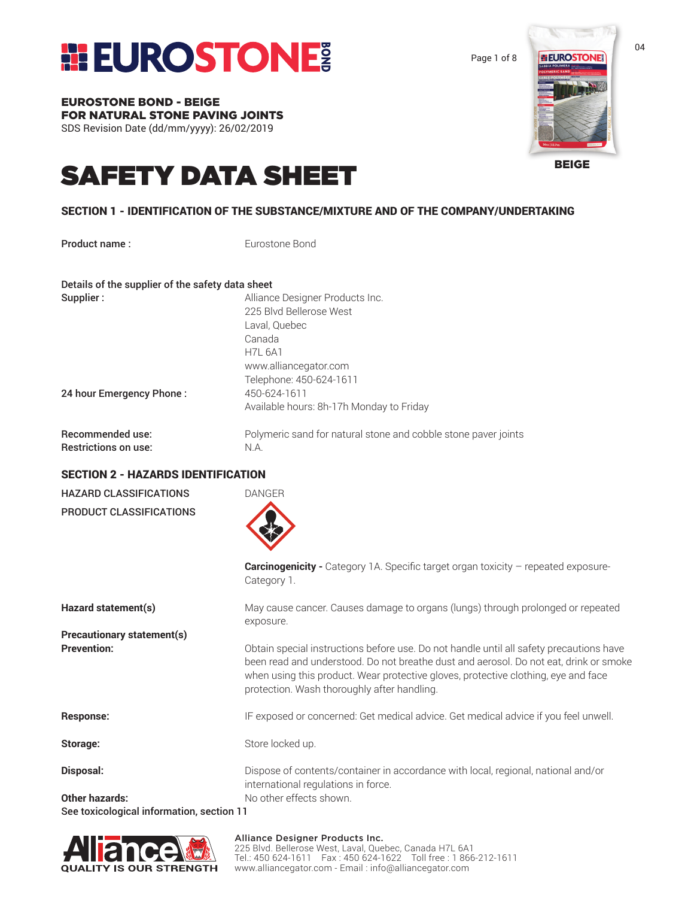# EUROSTONE BOND

**EUROSTONE BOND - BEIGE**
**FOR NATURAL STONE PAVING JOINTS**
SDS Revision Date (dd/mm/yyyy): 26/02/2019

04

BEIGE

# SAFETY DATA SHEET

## SECTION 1 - IDENTIFICATION OF THE SUBSTANCE/MIXTURE AND OF THE COMPANY/UNDERTAKING

**Product name :** Eurostone Bond

**Details of the supplier of the safety data sheet**

**Supplier :**
Alliance Designer Products Inc.
225 Blvd Bellerose West
Laval, Quebec
Canada
H7L 6A1
www.alliancegator.com
Telephone: 450-624-1611

**24 hour Emergency Phone :** 450-624-1611
Available hours: 8h-17h Monday to Friday

**Recommended use:** Polymeric sand for natural stone and cobble stone paver joints
**Restrictions on use:** N.A.

## SECTION 2 - HAZARDS IDENTIFICATION

HAZARD CLASSIFICATIONS: DANGER

PRODUCT CLASSIFICATIONS

**Carcinogenicity -** Category 1A. Specific target organ toxicity – repeated exposure- Category 1.

**Hazard statement(s):** May cause cancer. Causes damage to organs (lungs) through prolonged or repeated exposure.

**Precautionary statement(s)**

**Prevention:** Obtain special instructions before use. Do not handle until all safety precautions have been read and understood. Do not breathe dust and aerosol. Do not eat, drink or smoke when using this product. Wear protective gloves, protective clothing, eye and face protection. Wash thoroughly after handling.

**Response:** IF exposed or concerned: Get medical advice. Get medical advice if you feel unwell.

**Storage:** Store locked up.

**Disposal:** Dispose of contents/container in accordance with local, regional, national and/or international regulations in force.

**Other hazards:** No other effects shown.

**See toxicological information, section 11**

Alliance — QUALITY IS OUR STRENGTH

**Alliance Designer Products Inc.**
225 Blvd. Bellerose West, Laval, Quebec, Canada H7L 6A1
Tel.: 450 624-1611 Fax : 450 624-1622 Toll free : 1 866-212-1611
www.alliancegator.com - Email : info@alliancegator.com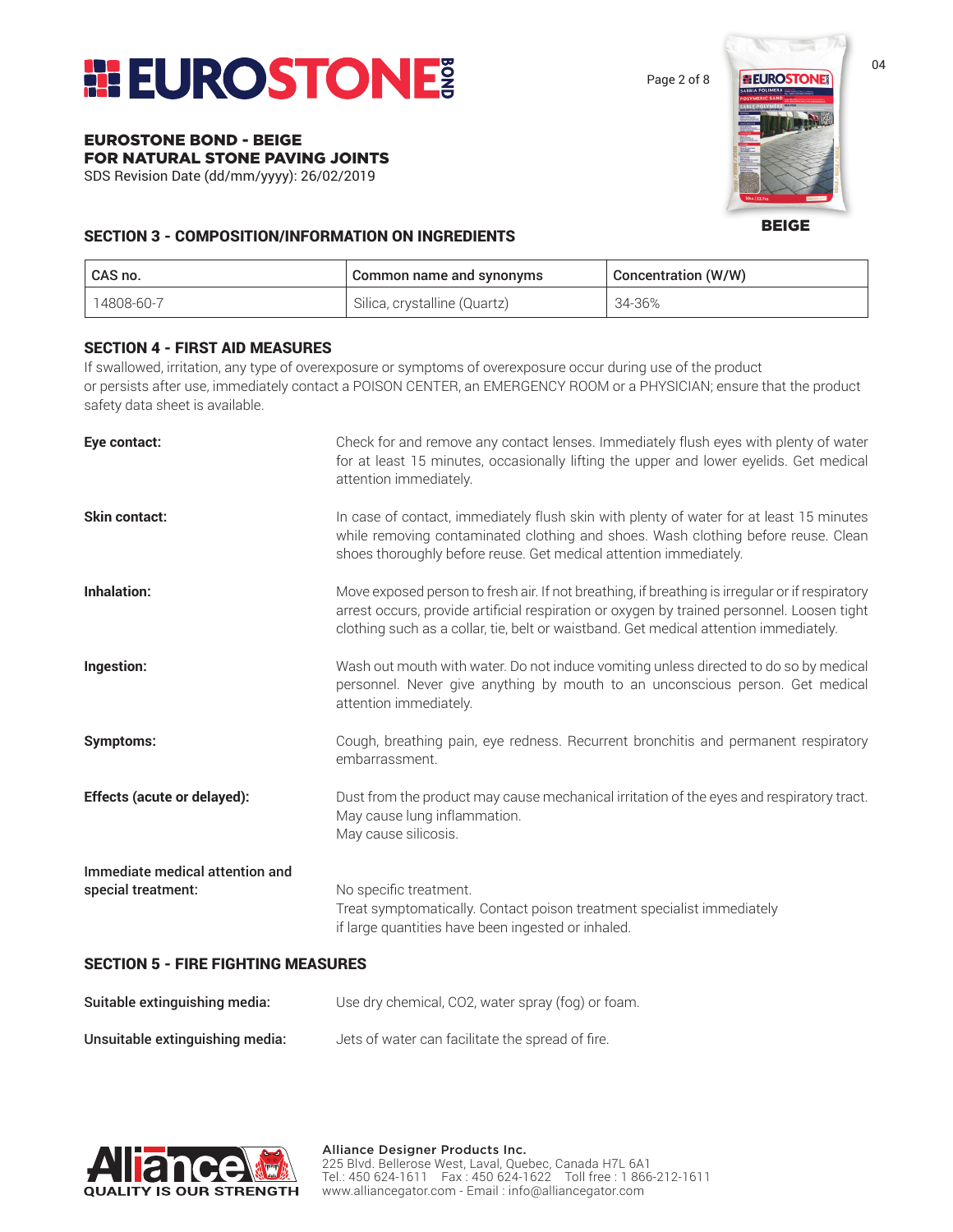## SECTION 3 - COMPOSITION/INFORMATION ON INGREDIENTS

| CAS no. | Common name and synonyms | Concentration (W/W) |
|---|---|---|
| 14808-60-7 | Silica, crystalline (Quartz) | 34-36% |

## SECTION 4 - FIRST AID MEASURES

If swallowed, irritation, any type of overexposure or symptoms of overexposure occur during use of the product or persists after use, immediately contact a POISON CENTER, an EMERGENCY ROOM or a PHYSICIAN; ensure that the product safety data sheet is available.

**Eye contact:** Check for and remove any contact lenses. Immediately flush eyes with plenty of water for at least 15 minutes, occasionally lifting the upper and lower eyelids. Get medical attention immediately.

**Skin contact:** In case of contact, immediately flush skin with plenty of water for at least 15 minutes while removing contaminated clothing and shoes. Wash clothing before reuse. Clean shoes thoroughly before reuse. Get medical attention immediately.

**Inhalation:** Move exposed person to fresh air. If not breathing, if breathing is irregular or if respiratory arrest occurs, provide artificial respiration or oxygen by trained personnel. Loosen tight clothing such as a collar, tie, belt or waistband. Get medical attention immediately.

**Ingestion:** Wash out mouth with water. Do not induce vomiting unless directed to do so by medical personnel. Never give anything by mouth to an unconscious person. Get medical attention immediately.

**Symptoms:** Cough, breathing pain, eye redness. Recurrent bronchitis and permanent respiratory embarrassment.

**Effects (acute or delayed):** Dust from the product may cause mechanical irritation of the eyes and respiratory tract.
May cause lung inflammation.
May cause silicosis.

**Immediate medical attention and special treatment:** No specific treatment.
Treat symptomatically. Contact poison treatment specialist immediately if large quantities have been ingested or inhaled.

## SECTION 5 - FIRE FIGHTING MEASURES

**Suitable extinguishing media:** Use dry chemical, $CO_2$, water spray (fog) or foam.

**Unsuitable extinguishing media:** Jets of water can facilitate the spread of fire.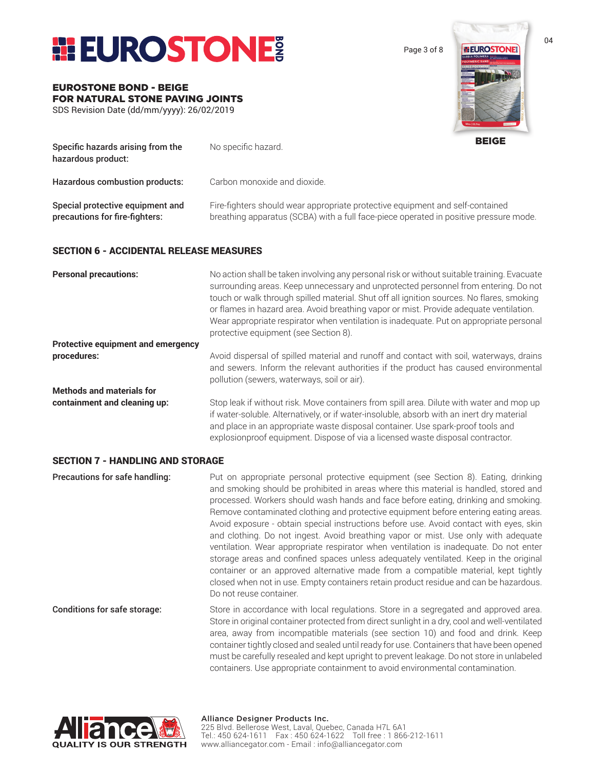| | |
|---|---|
| **Specific hazards arising from the hazardous product:** | No specific hazard. |
| **Hazardous combustion products:** | Carbon monoxide and dioxide. |
| **Special protective equipment and precautions for fire-fighters:** | Fire-fighters should wear appropriate protective equipment and self-contained breathing apparatus (SCBA) with a full face-piece operated in positive pressure mode. |

## SECTION 6 - ACCIDENTAL RELEASE MEASURES

| | |
|---|---|
| **Personal precautions:** | No action shall be taken involving any personal risk or without suitable training. Evacuate surrounding areas. Keep unnecessary and unprotected personnel from entering. Do not touch or walk through spilled material. Shut off all ignition sources. No flares, smoking or flames in hazard area. Avoid breathing vapor or mist. Provide adequate ventilation. Wear appropriate respirator when ventilation is inadequate. Put on appropriate personal protective equipment (see Section 8). |
| **Protective equipment and emergency procedures:** | Avoid dispersal of spilled material and runoff and contact with soil, waterways, drains and sewers. Inform the relevant authorities if the product has caused environmental pollution (sewers, waterways, soil or air). |
| **Methods and materials for containment and cleaning up:** | Stop leak if without risk. Move containers from spill area. Dilute with water and mop up if water-soluble. Alternatively, or if water-insoluble, absorb with an inert dry material and place in an appropriate waste disposal container. Use spark-proof tools and explosionproof equipment. Dispose of via a licensed waste disposal contractor. |

## SECTION 7 - HANDLING AND STORAGE

| | |
|---|---|
| **Precautions for safe handling:** | Put on appropriate personal protective equipment (see Section 8). Eating, drinking and smoking should be prohibited in areas where this material is handled, stored and processed. Workers should wash hands and face before eating, drinking and smoking. Remove contaminated clothing and protective equipment before entering eating areas. Avoid exposure - obtain special instructions before use. Avoid contact with eyes, skin and clothing. Do not ingest. Avoid breathing vapor or mist. Use only with adequate ventilation. Wear appropriate respirator when ventilation is inadequate. Do not enter storage areas and confined spaces unless adequately ventilated. Keep in the original container or an approved alternative made from a compatible material, kept tightly closed when not in use. Empty containers retain product residue and can be hazardous. Do not reuse container. |
| **Conditions for safe storage:** | Store in accordance with local regulations. Store in a segregated and approved area. Store in original container protected from direct sunlight in a dry, cool and well-ventilated area, away from incompatible materials (see section 10) and food and drink. Keep container tightly closed and sealed until ready for use. Containers that have been opened must be carefully resealed and kept upright to prevent leakage. Do not store in unlabeled containers. Use appropriate containment to avoid environmental contamination. |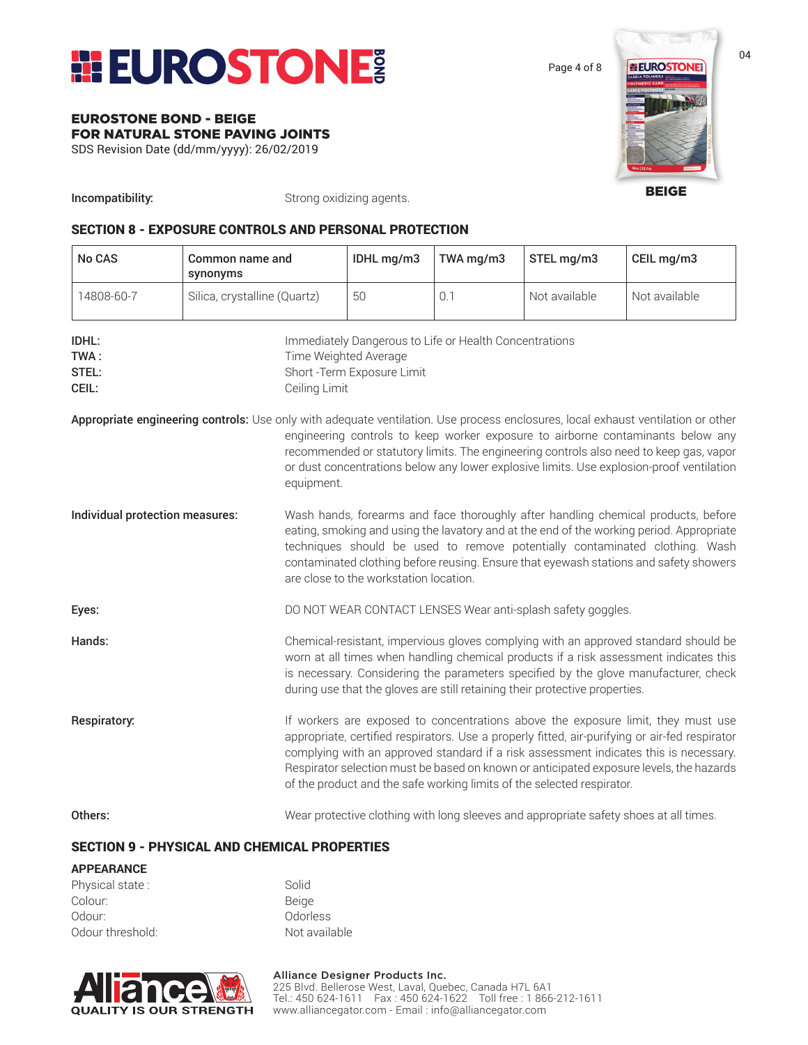**Incompatibility:** Strong oxidizing agents.

## SECTION 8 - EXPOSURE CONTROLS AND PERSONAL PROTECTION

| No CAS | Common name and synonyms | IDHL mg/m3 | TWA mg/m3 | STEL mg/m3 | CEIL mg/m3 |
|---|---|---|---|---|---|
| 14808-60-7 | Silica, crystalline (Quartz) | 50 | 0.1 | Not available | Not available |

**IDHL:** Immediately Dangerous to Life or Health Concentrations
**TWA :** Time Weighted Average
**STEL:** Short -Term Exposure Limit
**CEIL:** Ceiling Limit

**Appropriate engineering controls:** Use only with adequate ventilation. Use process enclosures, local exhaust ventilation or other engineering controls to keep worker exposure to airborne contaminants below any recommended or statutory limits. The engineering controls also need to keep gas, vapor or dust concentrations below any lower explosive limits. Use explosion-proof ventilation equipment.

**Individual protection measures:** Wash hands, forearms and face thoroughly after handling chemical products, before eating, smoking and using the lavatory and at the end of the working period. Appropriate techniques should be used to remove potentially contaminated clothing. Wash contaminated clothing before reusing. Ensure that eyewash stations and safety showers are close to the workstation location.

**Eyes:** DO NOT WEAR CONTACT LENSES Wear anti-splash safety goggles.

**Hands:** Chemical-resistant, impervious gloves complying with an approved standard should be worn at all times when handling chemical products if a risk assessment indicates this is necessary. Considering the parameters specified by the glove manufacturer, check during use that the gloves are still retaining their protective properties.

**Respiratory:** If workers are exposed to concentrations above the exposure limit, they must use appropriate, certified respirators. Use a properly fitted, air-purifying or air-fed respirator complying with an approved standard if a risk assessment indicates this is necessary. Respirator selection must be based on known or anticipated exposure levels, the hazards of the product and the safe working limits of the selected respirator.

**Others:** Wear protective clothing with long sleeves and appropriate safety shoes at all times.

## SECTION 9 - PHYSICAL AND CHEMICAL PROPERTIES

**APPEARANCE**

Physical state : Solid
Colour: Beige
Odour: Odorless
Odour threshold: Not available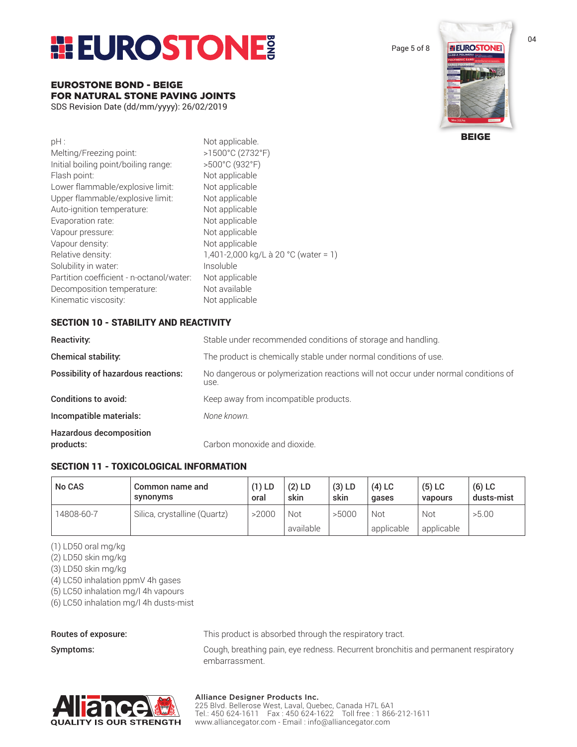pH : Not applicable.
Melting/Freezing point: >1500°C (2732°F)
Initial boiling point/boiling range: >500°C (932°F)
Flash point: Not applicable
Lower flammable/explosive limit: Not applicable
Upper flammable/explosive limit: Not applicable
Auto-ignition temperature: Not applicable
Evaporation rate: Not applicable
Vapour pressure: Not applicable
Vapour density: Not applicable
Relative density: 1,401-2,000 kg/L à 20 °C (water = 1)
Solubility in water: Insoluble
Partition coefficient - n-octanol/water: Not applicable
Decomposition temperature: Not available
Kinematic viscosity: Not applicable

## SECTION 10 - STABILITY AND REACTIVITY

**Reactivity:** Stable under recommended conditions of storage and handling.

**Chemical stability:** The product is chemically stable under normal conditions of use.

**Possibility of hazardous reactions:** No dangerous or polymerization reactions will not occur under normal conditions of use.

**Conditions to avoid:** Keep away from incompatible products.

**Incompatible materials:** *None known.*

**Hazardous decomposition products:** Carbon monoxide and dioxide.

## SECTION 11 - TOXICOLOGICAL INFORMATION

| No CAS | Common name and synonyms | (1) LD oral | (2) LD skin | (3) LD skin | (4) LC gases | (5) LC vapours | (6) LC dusts-mist |
|---|---|---|---|---|---|---|---|
| 14808-60-7 | Silica, crystalline (Quartz) | >2000 | Not available | >5000 | Not applicable | Not applicable | >5.00 |

(1) LD50 oral mg/kg
(2) LD50 skin mg/kg
(3) LD50 skin mg/kg
(4) LC50 inhalation ppmV 4h gases
(5) LC50 inhalation mg/l 4h vapours
(6) LC50 inhalation mg/l 4h dusts-mist

**Routes of exposure:** This product is absorbed through the respiratory tract.

**Symptoms:** Cough, breathing pain, eye redness. Recurrent bronchitis and permanent respiratory embarrassment.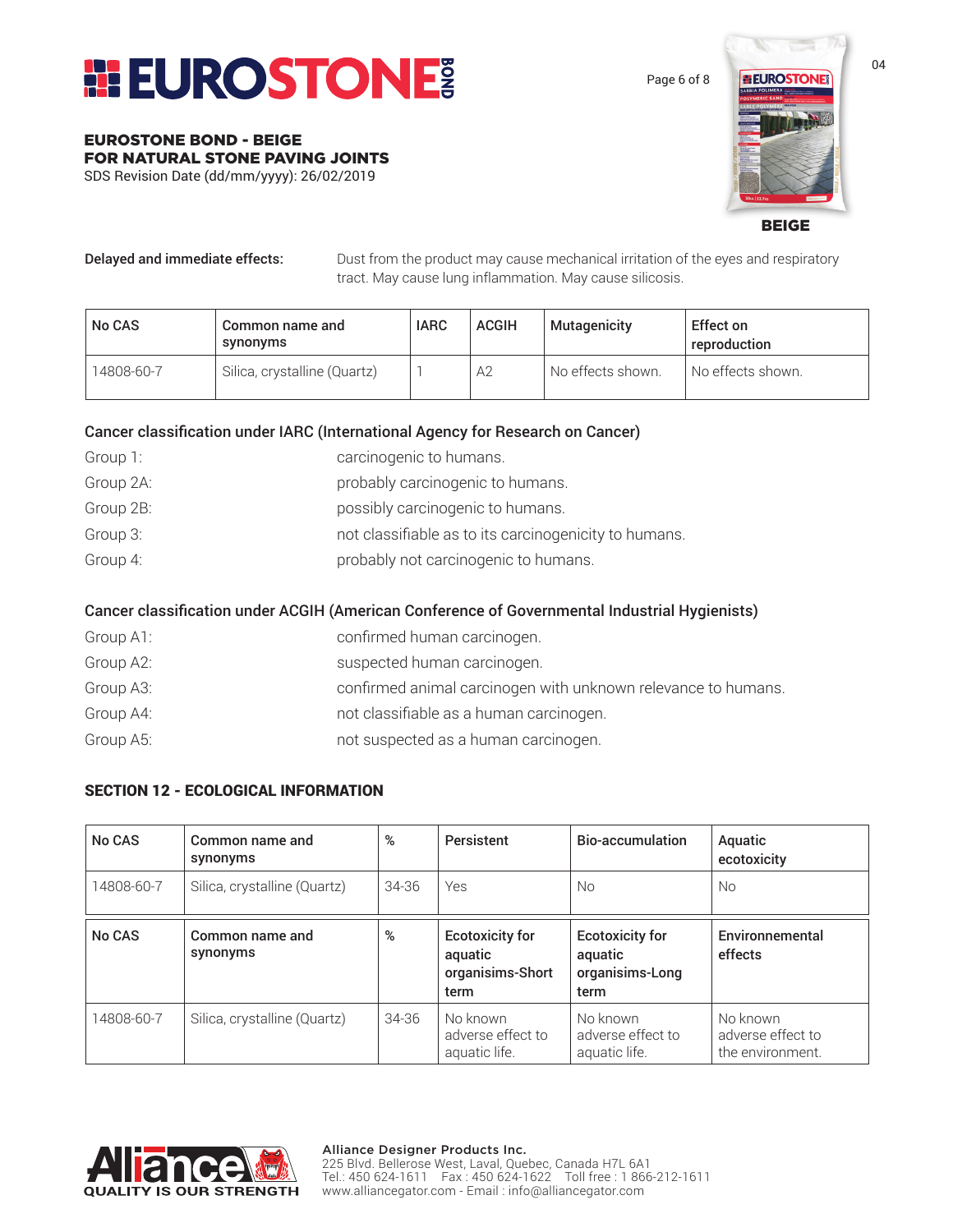**Delayed and immediate effects:** Dust from the product may cause mechanical irritation of the eyes and respiratory tract. May cause lung inflammation. May cause silicosis.

| No CAS | Common name and synonyms | IARC | ACGIH | Mutagenicity | Effect on reproduction |
|---|---|---|---|---|---|
| 14808-60-7 | Silica, crystalline (Quartz) | 1 | A2 | No effects shown. | No effects shown. |

### Cancer classification under IARC (International Agency for Research on Cancer)

- Group 1: carcinogenic to humans.
- Group 2A: probably carcinogenic to humans.
- Group 2B: possibly carcinogenic to humans.
- Group 3: not classifiable as to its carcinogenicity to humans.
- Group 4: probably not carcinogenic to humans.

### Cancer classification under ACGIH (American Conference of Governmental Industrial Hygienists)

- Group A1: confirmed human carcinogen.
- Group A2: suspected human carcinogen.
- Group A3: confirmed animal carcinogen with unknown relevance to humans.
- Group A4: not classifiable as a human carcinogen.
- Group A5: not suspected as a human carcinogen.

## SECTION 12 - ECOLOGICAL INFORMATION

| No CAS | Common name and synonyms | % | Persistent | Bio-accumulation | Aquatic ecotoxicity |
|---|---|---|---|---|---|
| 14808-60-7 | Silica, crystalline (Quartz) | 34-36 | Yes | No | No |

| No CAS | Common name and synonyms | % | Ecotoxicity for aquatic organisims-Short term | Ecotoxicity for aquatic organisims-Long term | Environnemental effects |
|---|---|---|---|---|---|
| 14808-60-7 | Silica, crystalline (Quartz) | 34-36 | No known adverse effect to aquatic life. | No known adverse effect to aquatic life. | No known adverse effect to the environment. |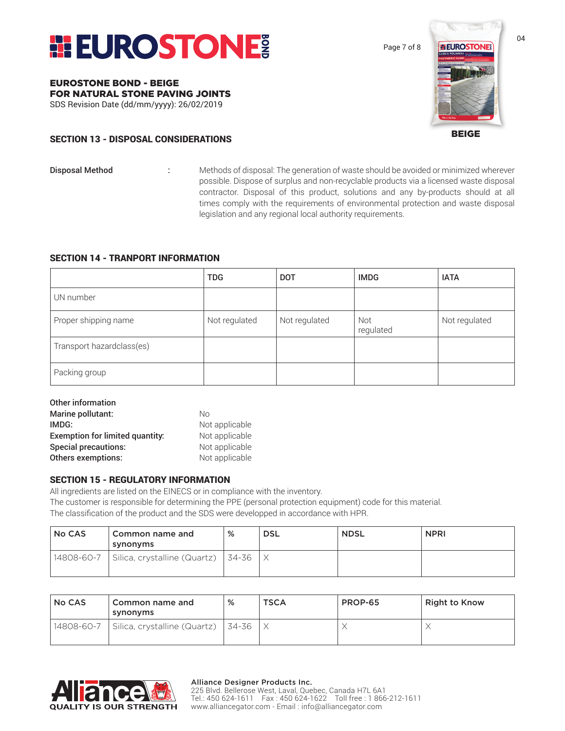## SECTION 13 - DISPOSAL CONSIDERATIONS

**Disposal Method** : Methods of disposal: The generation of waste should be avoided or minimized wherever possible. Dispose of surplus and non-recyclable products via a licensed waste disposal contractor. Disposal of this product, solutions and any by-products should at all times comply with the requirements of environmental protection and waste disposal legislation and any regional local authority requirements.

## SECTION 14 - TRANPORT INFORMATION

| | TDG | DOT | IMDG | IATA |
|---|---|---|---|---|
| UN number | | | | |
| Proper shipping name | Not regulated | Not regulated | Not regulated | Not regulated |
| Transport hazardclass(es) | | | | |
| Packing group | | | | |

**Other information**

| | |
|---|---|
| **Marine pollutant:** | No |
| **IMDG:** | Not applicable |
| **Exemption for limited quantity:** | Not applicable |
| **Special precautions:** | Not applicable |
| **Others exemptions:** | Not applicable |

## SECTION 15 - REGULATORY INFORMATION

All ingredients are listed on the EINECS or in compliance with the inventory.
The customer is responsible for determining the PPE (personal protection equipment) code for this material.
The classification of the product and the SDS were developped in accordance with HPR.

| No CAS | Common name and synonyms | % | DSL | NDSL | NPRI |
|---|---|---|---|---|---|
| 14808-60-7 | Silica, crystalline (Quartz) | 34-36 | X | | |

| No CAS | Common name and synonyms | % | TSCA | PROP-65 | Right to Know |
|---|---|---|---|---|---|
| 14808-60-7 | Silica, crystalline (Quartz) | 34-36 | X | X | X |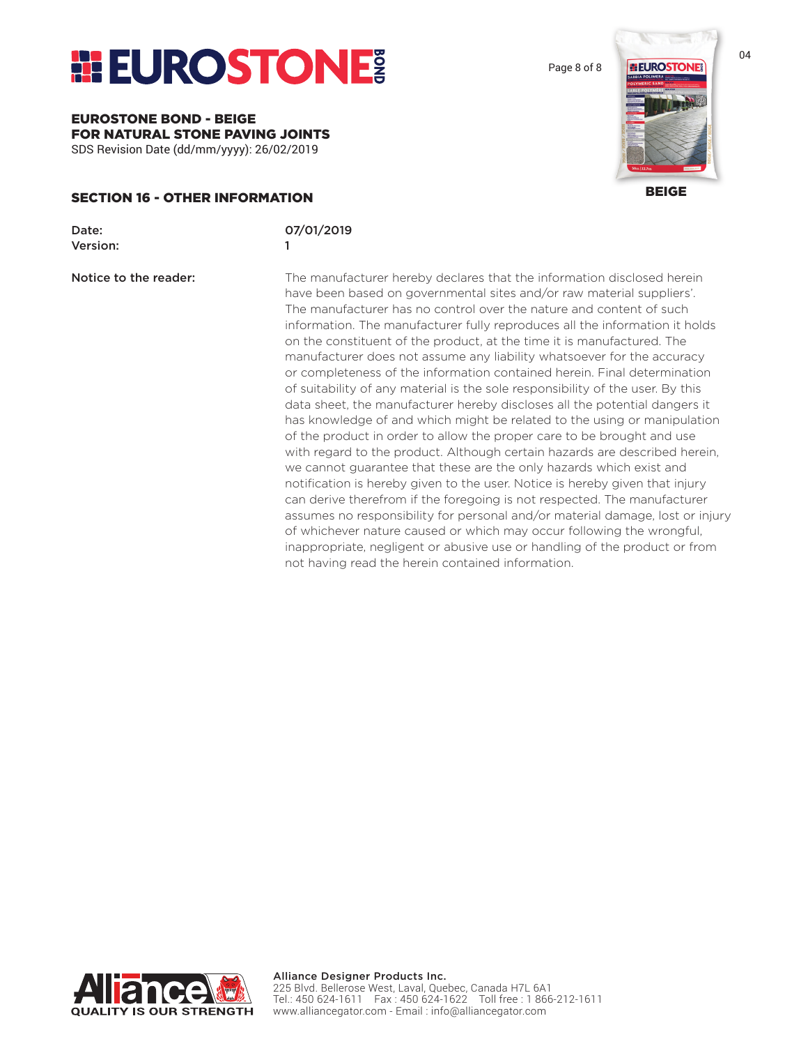# EUROSTONE BOND - BEIGE
# FOR NATURAL STONE PAVING JOINTS

SDS Revision Date (dd/mm/yyyy): 26/02/2019

## SECTION 16 - OTHER INFORMATION

| | |
|---|---|
| Date: | 07/01/2019 |
| Version: | 1 |
| Notice to the reader: | The manufacturer hereby declares that the information disclosed herein have been based on governmental sites and/or raw material suppliers'. The manufacturer has no control over the nature and content of such information. The manufacturer fully reproduces all the information it holds on the constituent of the product, at the time it is manufactured. The manufacturer does not assume any liability whatsoever for the accuracy or completeness of the information contained herein. Final determination of suitability of any material is the sole responsibility of the user. By this data sheet, the manufacturer hereby discloses all the potential dangers it has knowledge of and which might be related to the using or manipulation of the product in order to allow the proper care to be brought and use with regard to the product. Although certain hazards are described herein, we cannot guarantee that these are the only hazards which exist and notification is hereby given to the user. Notice is hereby given that injury can derive therefrom if the foregoing is not respected. The manufacturer assumes no responsibility for personal and/or material damage, lost or injury of whichever nature caused or which may occur following the wrongful, inappropriate, negligent or abusive use or handling of the product or from not having read the herein contained information. |

**Alliance Designer Products Inc.**
225 Blvd. Bellerose West, Laval, Quebec, Canada H7L 6A1
Tel.: 450 624-1611 Fax : 450 624-1622 Toll free : 1 866-212-1611
www.alliancegator.com - Email : info@alliancegator.com